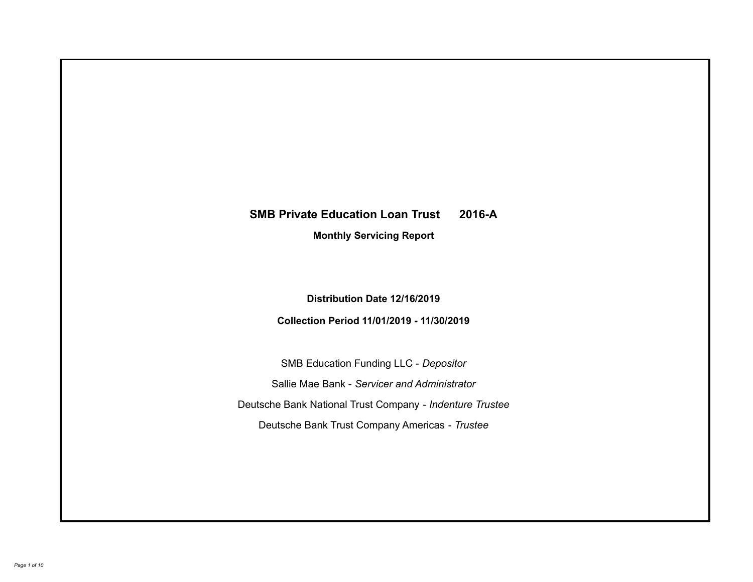# SMB Private Education Loan Trust 2016-A

**Monthly Servicing Report**

**Distribution Date 12/16/2019**

**Collection Period 11/01/2019 - 11/30/2019**

SMB Education Funding LLC - *Depositor*

Sallie Mae Bank - *Servicer and Administrator*

Deutsche Bank National Trust Company - *Indenture Trustee*

Deutsche Bank Trust Company Americas - *Trustee*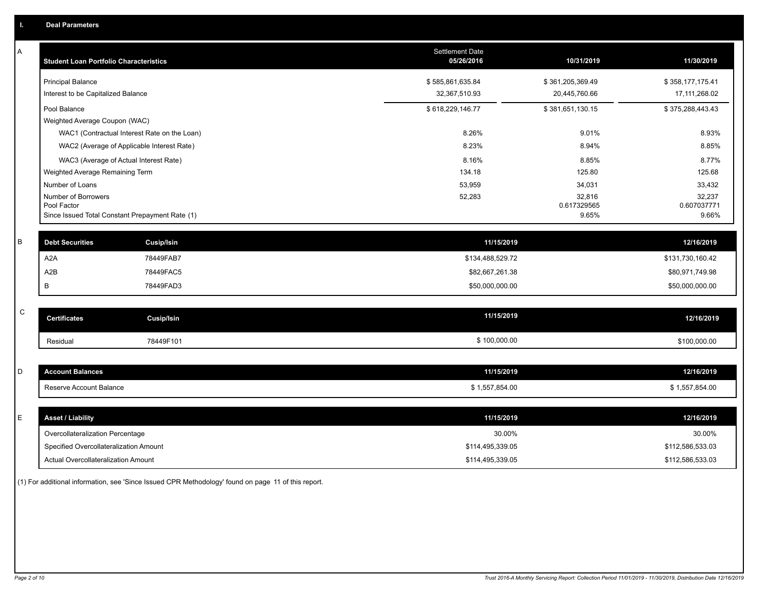## I. Deal Parameters

### A

| Student Loan Portfolio Characteristics | Settlement Date 05/26/2016 | 10/31/2019 | 11/30/2019 |
|---|---|---|---|
| Principal Balance | $ 585,861,635.84 | $ 361,205,369.49 | $ 358,177,175.41 |
| Interest to be Capitalized Balance | 32,367,510.93 | 20,445,760.66 | 17,111,268.02 |
| Pool Balance | $ 618,229,146.77 | $ 381,651,130.15 | $ 375,288,443.43 |
| Weighted Average Coupon (WAC) | | | |
| WAC1 (Contractual Interest Rate on the Loan) | 8.26% | 9.01% | 8.93% |
| WAC2 (Average of Applicable Interest Rate) | 8.23% | 8.94% | 8.85% |
| WAC3 (Average of Actual Interest Rate) | 8.16% | 8.85% | 8.77% |
| Weighted Average Remaining Term | 134.18 | 125.80 | 125.68 |
| Number of Loans | 53,959 | 34,031 | 33,432 |
| Number of Borrowers | 52,283 | 32,816 | 32,237 |
| Pool Factor | | 0.617329565 | 0.607037771 |
| Since Issued Total Constant Prepayment Rate (1) | | 9.65% | 9.66% |

### B

| Debt Securities | Cusip/Isin | 11/15/2019 | 12/16/2019 |
|---|---|---|---|
| A2A | 78449FAB7 | $134,488,529.72 | $131,730,160.42 |
| A2B | 78449FAC5 | $82,667,261.38 | $80,971,749.98 |
| B | 78449FAD3 | $50,000,000.00 | $50,000,000.00 |

### C

| Certificates | Cusip/Isin | 11/15/2019 | 12/16/2019 |
|---|---|---|---|
| Residual | 78449F101 | $ 100,000.00 | $100,000.00 |

### D

| Account Balances | 11/15/2019 | 12/16/2019 |
|---|---|---|
| Reserve Account Balance | $ 1,557,854.00 | $ 1,557,854.00 |

### E

| Asset / Liability | 11/15/2019 | 12/16/2019 |
|---|---|---|
| Overcollateralization Percentage | 30.00% | 30.00% |
| Specified Overcollateralization Amount | $114,495,339.05 | $112,586,533.03 |
| Actual Overcollateralization Amount | $114,495,339.05 | $112,586,533.03 |

(1) For additional information, see 'Since Issued CPR Methodology' found on page 11 of this report.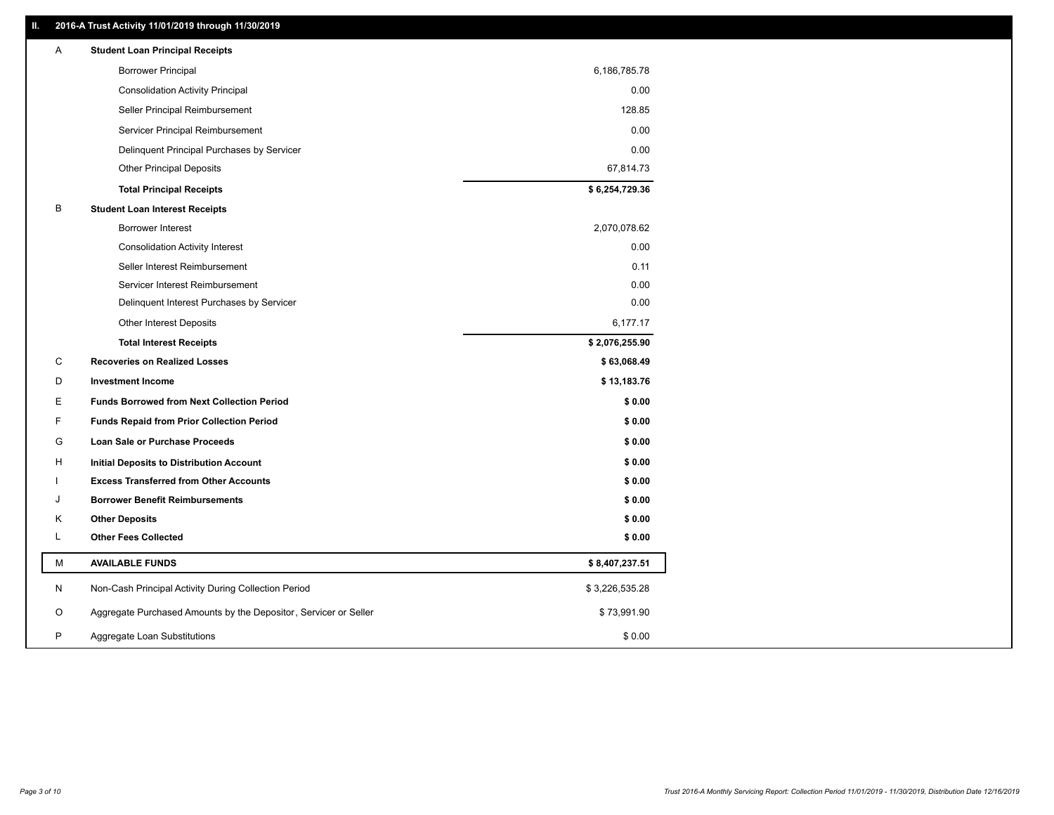## II. 2016-A Trust Activity 11/01/2019 through 11/30/2019

| | | |
|---|---|---|
| A | **Student Loan Principal Receipts** | |
| | Borrower Principal | 6,186,785.78 |
| | Consolidation Activity Principal | 0.00 |
| | Seller Principal Reimbursement | 128.85 |
| | Servicer Principal Reimbursement | 0.00 |
| | Delinquent Principal Purchases by Servicer | 0.00 |
| | Other Principal Deposits | 67,814.73 |
| | **Total Principal Receipts** | **$ 6,254,729.36** |
| B | **Student Loan Interest Receipts** | |
| | Borrower Interest | 2,070,078.62 |
| | Consolidation Activity Interest | 0.00 |
| | Seller Interest Reimbursement | 0.11 |
| | Servicer Interest Reimbursement | 0.00 |
| | Delinquent Interest Purchases by Servicer | 0.00 |
| | Other Interest Deposits | 6,177.17 |
| | **Total Interest Receipts** | **$ 2,076,255.90** |
| C | **Recoveries on Realized Losses** | **$ 63,068.49** |
| D | **Investment Income** | **$ 13,183.76** |
| E | **Funds Borrowed from Next Collection Period** | **$ 0.00** |
| F | **Funds Repaid from Prior Collection Period** | **$ 0.00** |
| G | **Loan Sale or Purchase Proceeds** | **$ 0.00** |
| H | **Initial Deposits to Distribution Account** | **$ 0.00** |
| I | **Excess Transferred from Other Accounts** | **$ 0.00** |
| J | **Borrower Benefit Reimbursements** | **$ 0.00** |
| K | **Other Deposits** | **$ 0.00** |
| L | **Other Fees Collected** | **$ 0.00** |
| M | **AVAILABLE FUNDS** | **$ 8,407,237.51** |
| N | Non-Cash Principal Activity During Collection Period | $ 3,226,535.28 |
| O | Aggregate Purchased Amounts by the Depositor, Servicer or Seller | $ 73,991.90 |
| P | Aggregate Loan Substitutions | $ 0.00 |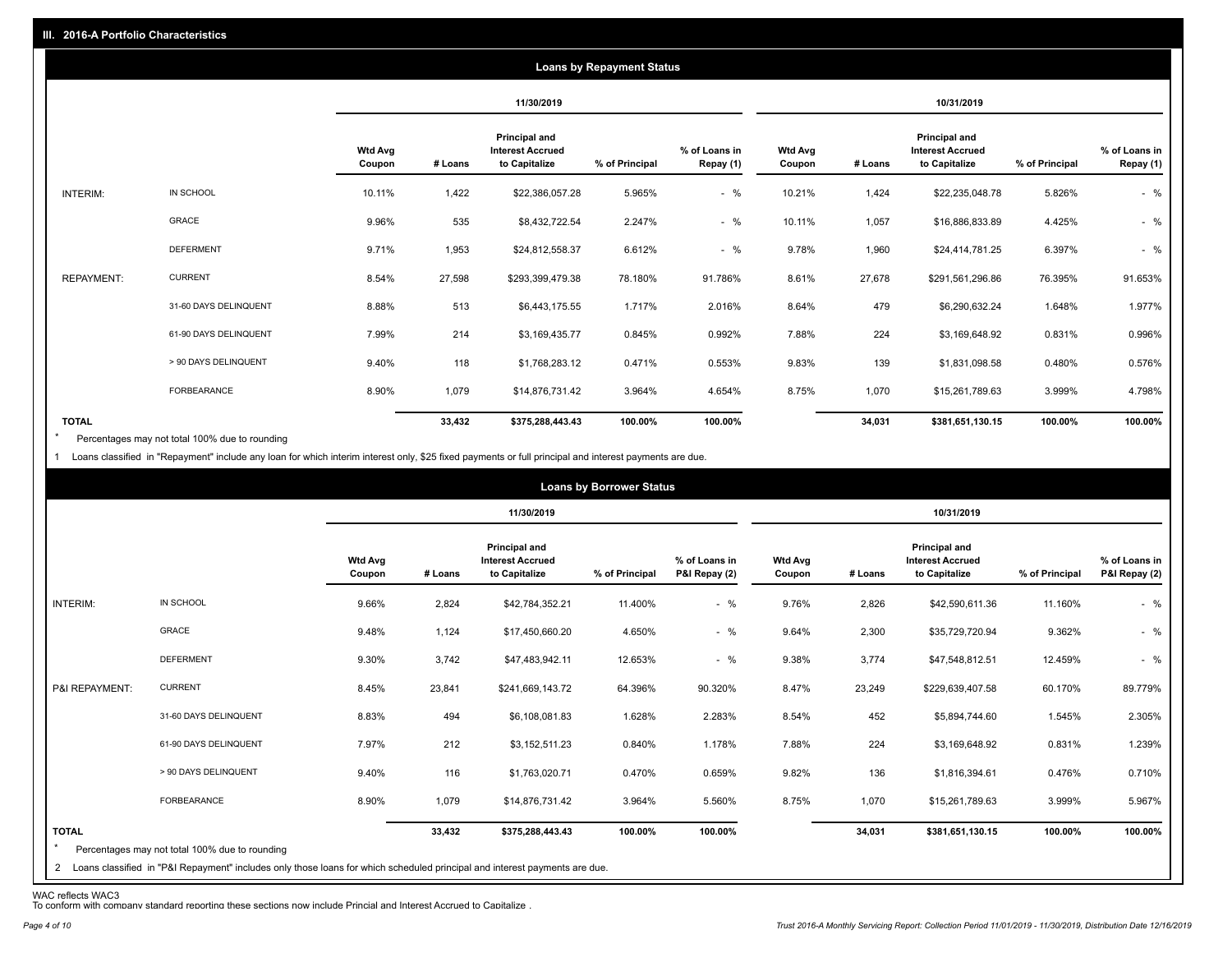## III. 2016-A Portfolio Characteristics

### Loans by Repayment Status

| | | 11/30/2019 | | | | | 10/31/2019 | | | | |
|---|---|---|---|---|---|---|---|---|---|---|---|
| | | Wtd Avg Coupon | # Loans | Principal and Interest Accrued to Capitalize | % of Principal | % of Loans in Repay (1) | Wtd Avg Coupon | # Loans | Principal and Interest Accrued to Capitalize | % of Principal | % of Loans in Repay (1) |
| INTERIM: | IN SCHOOL | 10.11% | 1,422 | $22,386,057.28 | 5.965% | - % | 10.21% | 1,424 | $22,235,048.78 | 5.826% | - % |
| | GRACE | 9.96% | 535 | $8,432,722.54 | 2.247% | - % | 10.11% | 1,057 | $16,886,833.89 | 4.425% | - % |
| | DEFERMENT | 9.71% | 1,953 | $24,812,558.37 | 6.612% | - % | 9.78% | 1,960 | $24,414,781.25 | 6.397% | - % |
| REPAYMENT: | CURRENT | 8.54% | 27,598 | $293,399,479.38 | 78.180% | 91.786% | 8.61% | 27,678 | $291,561,296.86 | 76.395% | 91.653% |
| | 31-60 DAYS DELINQUENT | 8.88% | 513 | $6,443,175.55 | 1.717% | 2.016% | 8.64% | 479 | $6,290,632.24 | 1.648% | 1.977% |
| | 61-90 DAYS DELINQUENT | 7.99% | 214 | $3,169,435.77 | 0.845% | 0.992% | 7.88% | 224 | $3,169,648.92 | 0.831% | 0.996% |
| | > 90 DAYS DELINQUENT | 9.40% | 118 | $1,768,283.12 | 0.471% | 0.553% | 9.83% | 139 | $1,831,098.58 | 0.480% | 0.576% |
| | FORBEARANCE | 8.90% | 1,079 | $14,876,731.42 | 3.964% | 4.654% | 8.75% | 1,070 | $15,261,789.63 | 3.999% | 4.798% |
| TOTAL | | | 33,432 | $375,288,443.43 | 100.00% | 100.00% | | 34,031 | $381,651,130.15 | 100.00% | 100.00% |

* Percentages may not total 100% due to rounding

1 Loans classified in "Repayment" include any loan for which interim interest only, $25 fixed payments or full principal and interest payments are due.

### Loans by Borrower Status

| | | 11/30/2019 | | | | | 10/31/2019 | | | | |
|---|---|---|---|---|---|---|---|---|---|---|---|
| | | Wtd Avg Coupon | # Loans | Principal and Interest Accrued to Capitalize | % of Principal | % of Loans in P&I Repay (2) | Wtd Avg Coupon | # Loans | Principal and Interest Accrued to Capitalize | % of Principal | % of Loans in P&I Repay (2) |
| INTERIM: | IN SCHOOL | 9.66% | 2,824 | $42,784,352.21 | 11.400% | - % | 9.76% | 2,826 | $42,590,611.36 | 11.160% | - % |
| | GRACE | 9.48% | 1,124 | $17,450,660.20 | 4.650% | - % | 9.64% | 2,300 | $35,729,720.94 | 9.362% | - % |
| | DEFERMENT | 9.30% | 3,742 | $47,483,942.11 | 12.653% | - % | 9.38% | 3,774 | $47,548,812.51 | 12.459% | - % |
| P&I REPAYMENT: | CURRENT | 8.45% | 23,841 | $241,669,143.72 | 64.396% | 90.320% | 8.47% | 23,249 | $229,639,407.58 | 60.170% | 89.779% |
| | 31-60 DAYS DELINQUENT | 8.83% | 494 | $6,108,081.83 | 1.628% | 2.283% | 8.54% | 452 | $5,894,744.60 | 1.545% | 2.305% |
| | 61-90 DAYS DELINQUENT | 7.97% | 212 | $3,152,511.23 | 0.840% | 1.178% | 7.88% | 224 | $3,169,648.92 | 0.831% | 1.239% |
| | > 90 DAYS DELINQUENT | 9.40% | 116 | $1,763,020.71 | 0.470% | 0.659% | 9.82% | 136 | $1,816,394.61 | 0.476% | 0.710% |
| | FORBEARANCE | 8.90% | 1,079 | $14,876,731.42 | 3.964% | 5.560% | 8.75% | 1,070 | $15,261,789.63 | 3.999% | 5.967% |
| TOTAL | | | 33,432 | $375,288,443.43 | 100.00% | 100.00% | | 34,031 | $381,651,130.15 | 100.00% | 100.00% |

* Percentages may not total 100% due to rounding

2 Loans classified in "P&I Repayment" includes only those loans for which scheduled principal and interest payments are due.

WAC reflects WAC3

To conform with company standard reporting these sections now include Princial and Interest Accrued to Capitalize .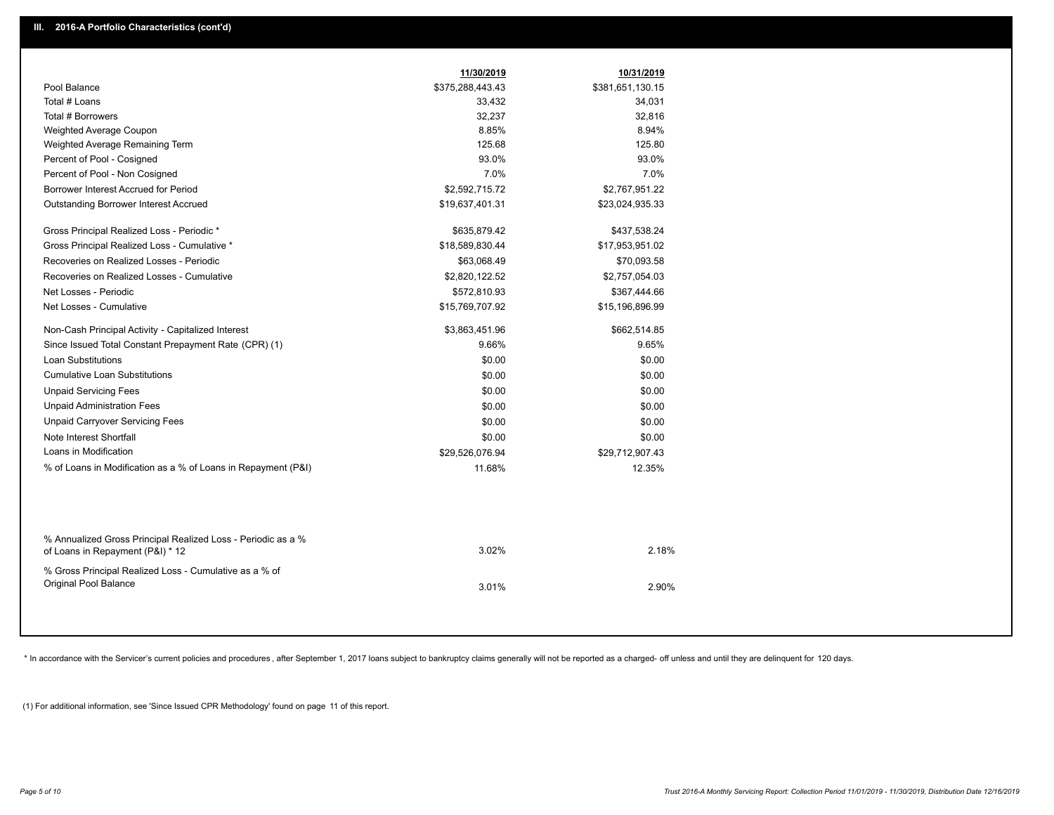## III. 2016-A Portfolio Characteristics (cont'd)

| | 11/30/2019 | 10/31/2019 |
|---|---|---|
| Pool Balance | $375,288,443.43 | $381,651,130.15 |
| Total # Loans | 33,432 | 34,031 |
| Total # Borrowers | 32,237 | 32,816 |
| Weighted Average Coupon | 8.85% | 8.94% |
| Weighted Average Remaining Term | 125.68 | 125.80 |
| Percent of Pool - Cosigned | 93.0% | 93.0% |
| Percent of Pool - Non Cosigned | 7.0% | 7.0% |
| Borrower Interest Accrued for Period | $2,592,715.72 | $2,767,951.22 |
| Outstanding Borrower Interest Accrued | $19,637,401.31 | $23,024,935.33 |
| Gross Principal Realized Loss - Periodic * | $635,879.42 | $437,538.24 |
| Gross Principal Realized Loss - Cumulative * | $18,589,830.44 | $17,953,951.02 |
| Recoveries on Realized Losses - Periodic | $63,068.49 | $70,093.58 |
| Recoveries on Realized Losses - Cumulative | $2,820,122.52 | $2,757,054.03 |
| Net Losses - Periodic | $572,810.93 | $367,444.66 |
| Net Losses - Cumulative | $15,769,707.92 | $15,196,896.99 |
| Non-Cash Principal Activity - Capitalized Interest | $3,863,451.96 | $662,514.85 |
| Since Issued Total Constant Prepayment Rate (CPR) (1) | 9.66% | 9.65% |
| Loan Substitutions | $0.00 | $0.00 |
| Cumulative Loan Substitutions | $0.00 | $0.00 |
| Unpaid Servicing Fees | $0.00 | $0.00 |
| Unpaid Administration Fees | $0.00 | $0.00 |
| Unpaid Carryover Servicing Fees | $0.00 | $0.00 |
| Note Interest Shortfall | $0.00 | $0.00 |
| Loans in Modification | $29,526,076.94 | $29,712,907.43 |
| % of Loans in Modification as a % of Loans in Repayment (P&I) | 11.68% | 12.35% |
| % Annualized Gross Principal Realized Loss - Periodic as a % of Loans in Repayment (P&I) * 12 | 3.02% | 2.18% |
| % Gross Principal Realized Loss - Cumulative as a % of Original Pool Balance | 3.01% | 2.90% |

* In accordance with the Servicer's current policies and procedures , after September 1, 2017 loans subject to bankruptcy claims generally will not be reported as a charged- off unless and until they are delinquent for 120 days.

(1) For additional information, see 'Since Issued CPR Methodology' found on page 11 of this report.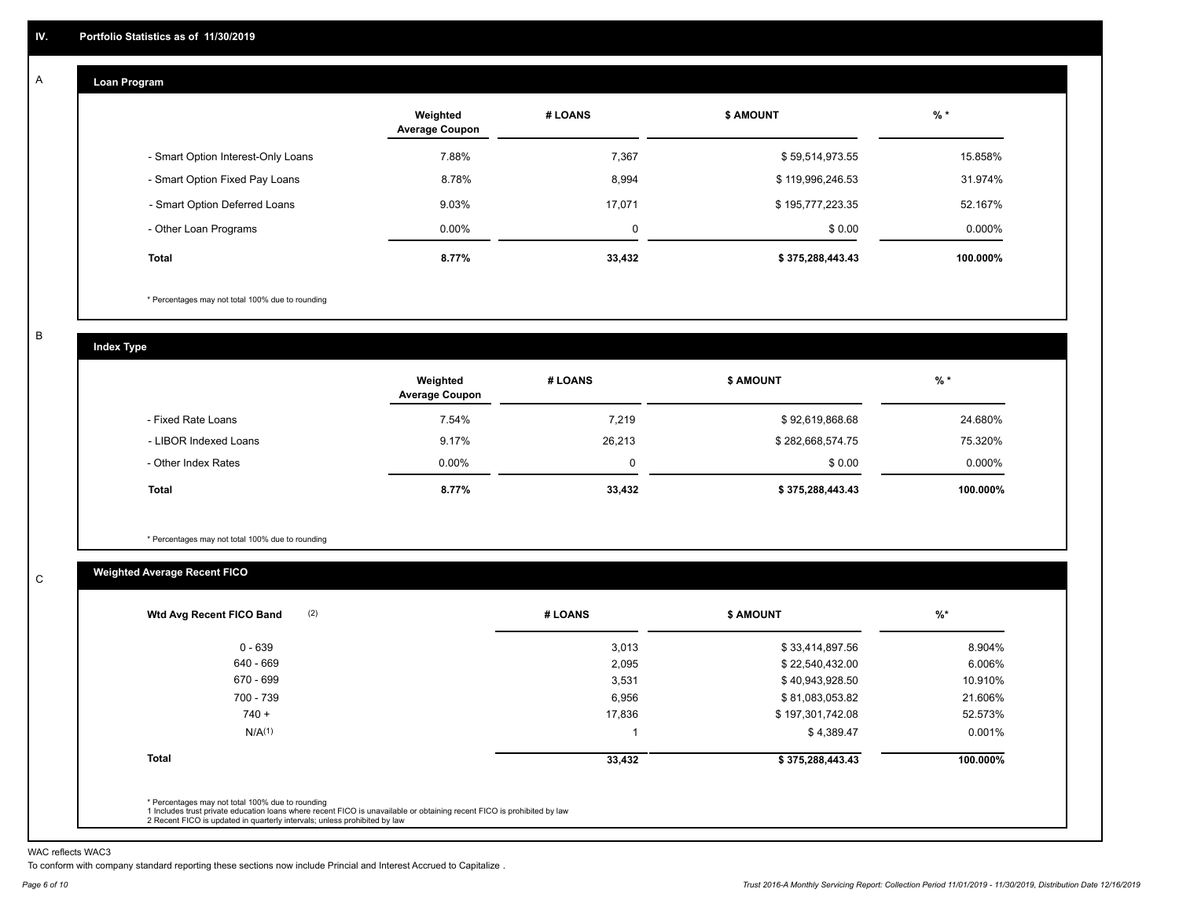## IV. Portfolio Statistics as of 11/30/2019

### A. Loan Program

| | Weighted Average Coupon | # LOANS | $ AMOUNT | % * |
|---|---|---|---|---|
| - Smart Option Interest-Only Loans | 7.88% | 7,367 | $ 59,514,973.55 | 15.858% |
| - Smart Option Fixed Pay Loans | 8.78% | 8,994 | $ 119,996,246.53 | 31.974% |
| - Smart Option Deferred Loans | 9.03% | 17,071 | $ 195,777,223.35 | 52.167% |
| - Other Loan Programs | 0.00% | 0 | $ 0.00 | 0.000% |
| **Total** | **8.77%** | **33,432** | **$ 375,288,443.43** | **100.000%** |

* Percentages may not total 100% due to rounding

### B. Index Type

| | Weighted Average Coupon | # LOANS | $ AMOUNT | % * |
|---|---|---|---|---|
| - Fixed Rate Loans | 7.54% | 7,219 | $ 92,619,868.68 | 24.680% |
| - LIBOR Indexed Loans | 9.17% | 26,213 | $ 282,668,574.75 | 75.320% |
| - Other Index Rates | 0.00% | 0 | $ 0.00 | 0.000% |
| **Total** | **8.77%** | **33,432** | **$ 375,288,443.43** | **100.000%** |

* Percentages may not total 100% due to rounding

### C. Weighted Average Recent FICO

| Wtd Avg Recent FICO Band (2) | # LOANS | $ AMOUNT | %* |
|---|---|---|---|
| 0 - 639 | 3,013 | $ 33,414,897.56 | 8.904% |
| 640 - 669 | 2,095 | $ 22,540,432.00 | 6.006% |
| 670 - 699 | 3,531 | $ 40,943,928.50 | 10.910% |
| 700 - 739 | 6,956 | $ 81,083,053.82 | 21.606% |
| 740 + | 17,836 | $ 197,301,742.08 | 52.573% |
| N/A(1) | 1 | $ 4,389.47 | 0.001% |
| **Total** | **33,432** | **$ 375,288,443.43** | **100.000%** |

* Percentages may not total 100% due to rounding
1 Includes trust private education loans where recent FICO is unavailable or obtaining recent FICO is prohibited by law
2 Recent FICO is updated in quarterly intervals; unless prohibited by law

WAC reflects WAC3

To conform with company standard reporting these sections now include Princial and Interest Accrued to Capitalize .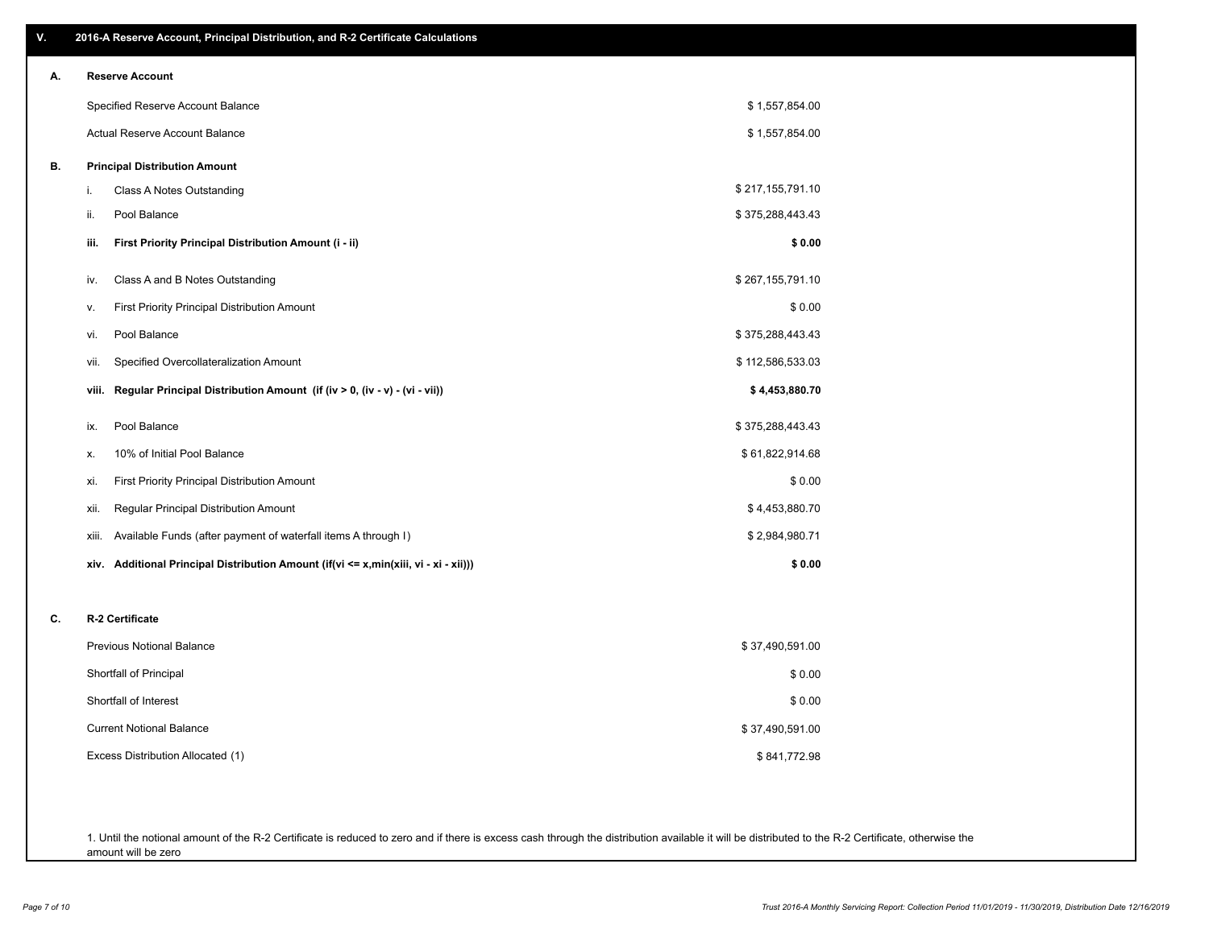## V. 2016-A Reserve Account, Principal Distribution, and R-2 Certificate Calculations

### A. Reserve Account

| | |
|---|---|
| Specified Reserve Account Balance | $ 1,557,854.00 |
| Actual Reserve Account Balance | $ 1,557,854.00 |

### B. Principal Distribution Amount

| | | |
|---|---|---|
| i. | Class A Notes Outstanding | $ 217,155,791.10 |
| ii. | Pool Balance | $ 375,288,443.43 |
| **iii.** | **First Priority Principal Distribution Amount (i - ii)** | **$ 0.00** |
| iv. | Class A and B Notes Outstanding | $ 267,155,791.10 |
| v. | First Priority Principal Distribution Amount | $ 0.00 |
| vi. | Pool Balance | $ 375,288,443.43 |
| vii. | Specified Overcollateralization Amount | $ 112,586,533.03 |
| **viii.** | **Regular Principal Distribution Amount (if (iv > 0, (iv - v) - (vi - vii))** | **$ 4,453,880.70** |
| ix. | Pool Balance | $ 375,288,443.43 |
| x. | 10% of Initial Pool Balance | $ 61,822,914.68 |
| xi. | First Priority Principal Distribution Amount | $ 0.00 |
| xii. | Regular Principal Distribution Amount | $ 4,453,880.70 |
| xiii. | Available Funds (after payment of waterfall items A through I) | $ 2,984,980.71 |
| **xiv.** | **Additional Principal Distribution Amount (if(vi <= x,min(xiii, vi - xi - xii)))** | **$ 0.00** |

### C. R-2 Certificate

| | |
|---|---|
| Previous Notional Balance | $ 37,490,591.00 |
| Shortfall of Principal | $ 0.00 |
| Shortfall of Interest | $ 0.00 |
| Current Notional Balance | $ 37,490,591.00 |
| Excess Distribution Allocated (1) | $ 841,772.98 |

1. Until the notional amount of the R-2 Certificate is reduced to zero and if there is excess cash through the distribution available it will be distributed to the R-2 Certificate, otherwise the amount will be zero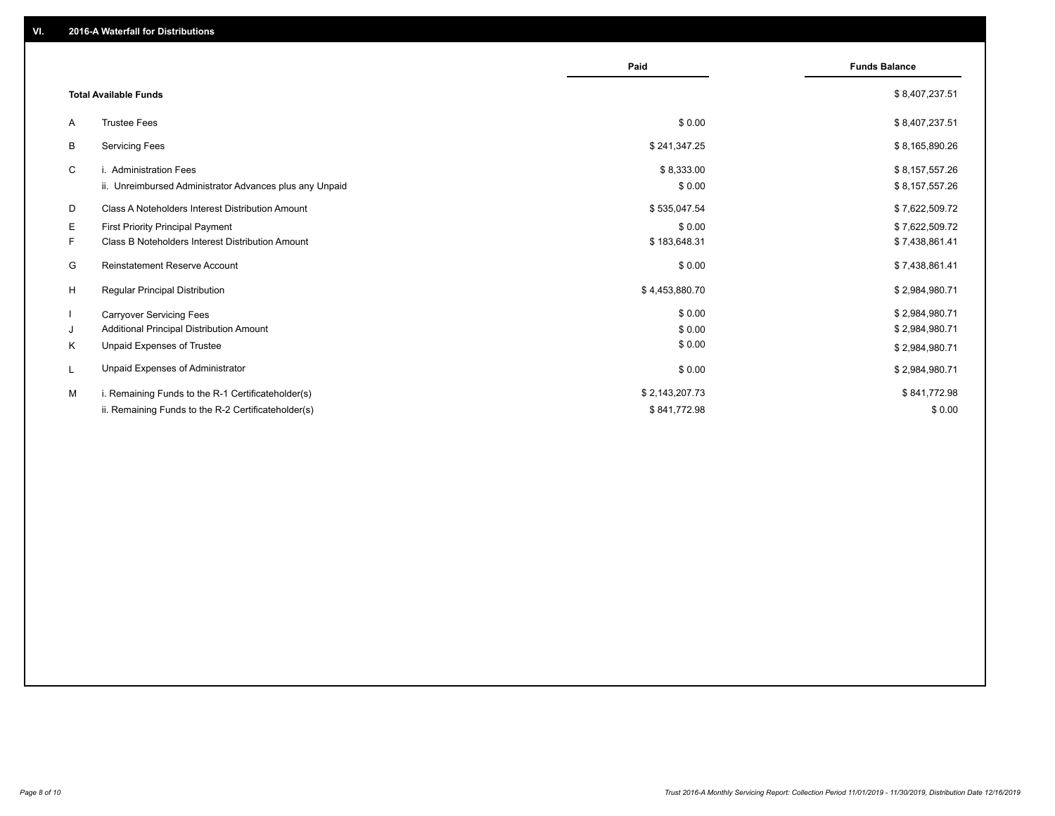## VI. 2016-A Waterfall for Distributions

| | | Paid | Funds Balance |
|---|---|---|---|
| | **Total Available Funds** | | $ 8,407,237.51 |
| A | Trustee Fees | $ 0.00 | $ 8,407,237.51 |
| B | Servicing Fees | $ 241,347.25 | $ 8,165,890.26 |
| C | i. Administration Fees | $ 8,333.00 | $ 8,157,557.26 |
| | ii. Unreimbursed Administrator Advances plus any Unpaid | $ 0.00 | $ 8,157,557.26 |
| D | Class A Noteholders Interest Distribution Amount | $ 535,047.54 | $ 7,622,509.72 |
| E | First Priority Principal Payment | $ 0.00 | $ 7,622,509.72 |
| F | Class B Noteholders Interest Distribution Amount | $ 183,648.31 | $ 7,438,861.41 |
| G | Reinstatement Reserve Account | $ 0.00 | $ 7,438,861.41 |
| H | Regular Principal Distribution | $ 4,453,880.70 | $ 2,984,980.71 |
| I | Carryover Servicing Fees | $ 0.00 | $ 2,984,980.71 |
| J | Additional Principal Distribution Amount | $ 0.00 | $ 2,984,980.71 |
| K | Unpaid Expenses of Trustee | $ 0.00 | $ 2,984,980.71 |
| L | Unpaid Expenses of Administrator | $ 0.00 | $ 2,984,980.71 |
| M | i. Remaining Funds to the R-1 Certificateholder(s) | $ 2,143,207.73 | $ 841,772.98 |
| | ii. Remaining Funds to the R-2 Certificateholder(s) | $ 841,772.98 | $ 0.00 |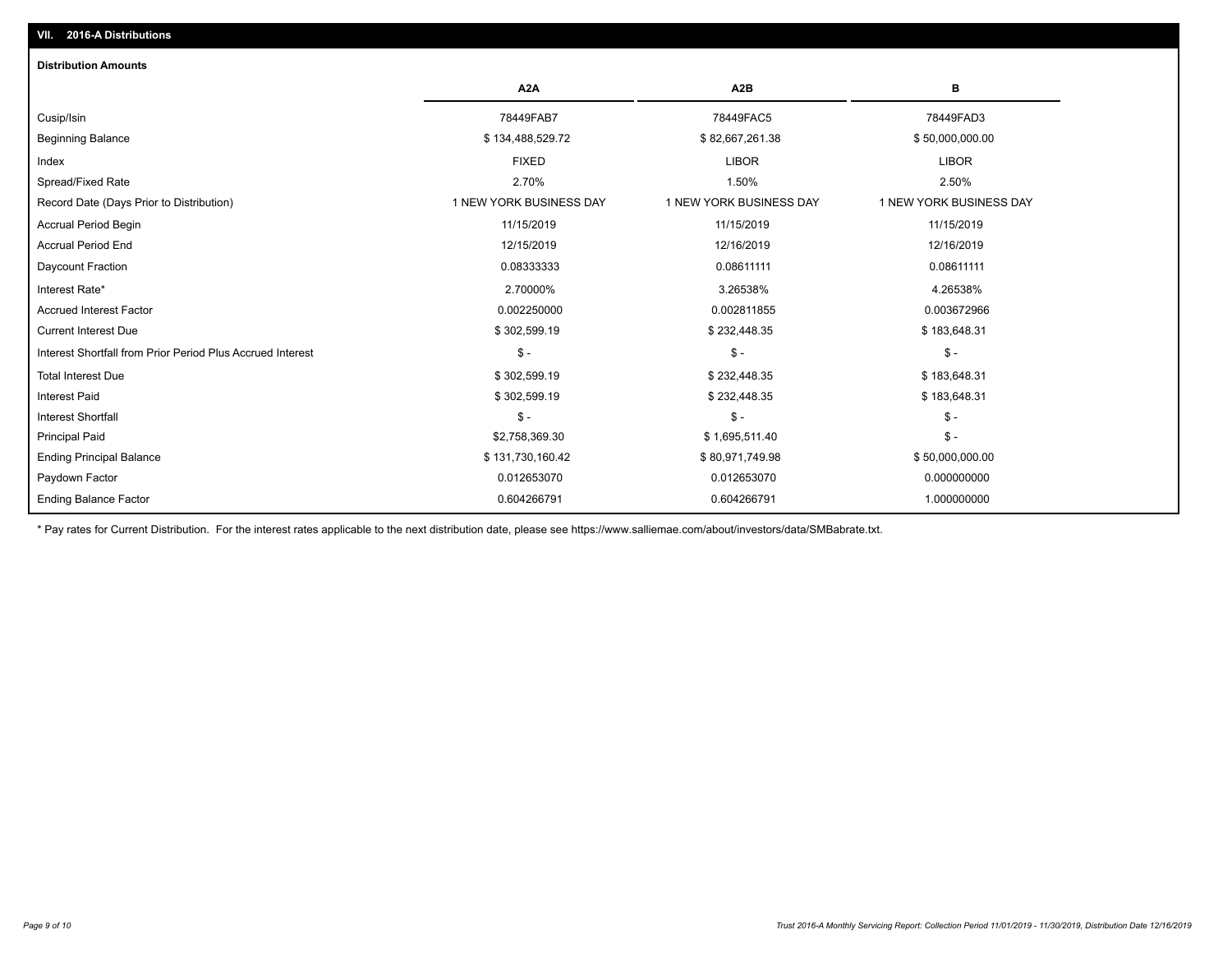## VII. 2016-A Distributions

### Distribution Amounts

| | A2A | A2B | B |
|---|---|---|---|
| Cusip/Isin | 78449FAB7 | 78449FAC5 | 78449FAD3 |
| Beginning Balance | $ 134,488,529.72 | $ 82,667,261.38 | $ 50,000,000.00 |
| Index | FIXED | LIBOR | LIBOR |
| Spread/Fixed Rate | 2.70% | 1.50% | 2.50% |
| Record Date (Days Prior to Distribution) | 1 NEW YORK BUSINESS DAY | 1 NEW YORK BUSINESS DAY | 1 NEW YORK BUSINESS DAY |
| Accrual Period Begin | 11/15/2019 | 11/15/2019 | 11/15/2019 |
| Accrual Period End | 12/15/2019 | 12/16/2019 | 12/16/2019 |
| Daycount Fraction | 0.08333333 | 0.08611111 | 0.08611111 |
| Interest Rate* | 2.70000% | 3.26538% | 4.26538% |
| Accrued Interest Factor | 0.002250000 | 0.002811855 | 0.003672966 |
| Current Interest Due | $ 302,599.19 | $ 232,448.35 | $ 183,648.31 |
| Interest Shortfall from Prior Period Plus Accrued Interest | $ - | $ - | $ - |
| Total Interest Due | $ 302,599.19 | $ 232,448.35 | $ 183,648.31 |
| Interest Paid | $ 302,599.19 | $ 232,448.35 | $ 183,648.31 |
| Interest Shortfall | $ - | $ - | $ - |
| Principal Paid | $2,758,369.30 | $ 1,695,511.40 | $ - |
| Ending Principal Balance | $ 131,730,160.42 | $ 80,971,749.98 | $ 50,000,000.00 |
| Paydown Factor | 0.012653070 | 0.012653070 | 0.000000000 |
| Ending Balance Factor | 0.604266791 | 0.604266791 | 1.000000000 |

* Pay rates for Current Distribution. For the interest rates applicable to the next distribution date, please see https://www.salliemae.com/about/investors/data/SMBabrate.txt.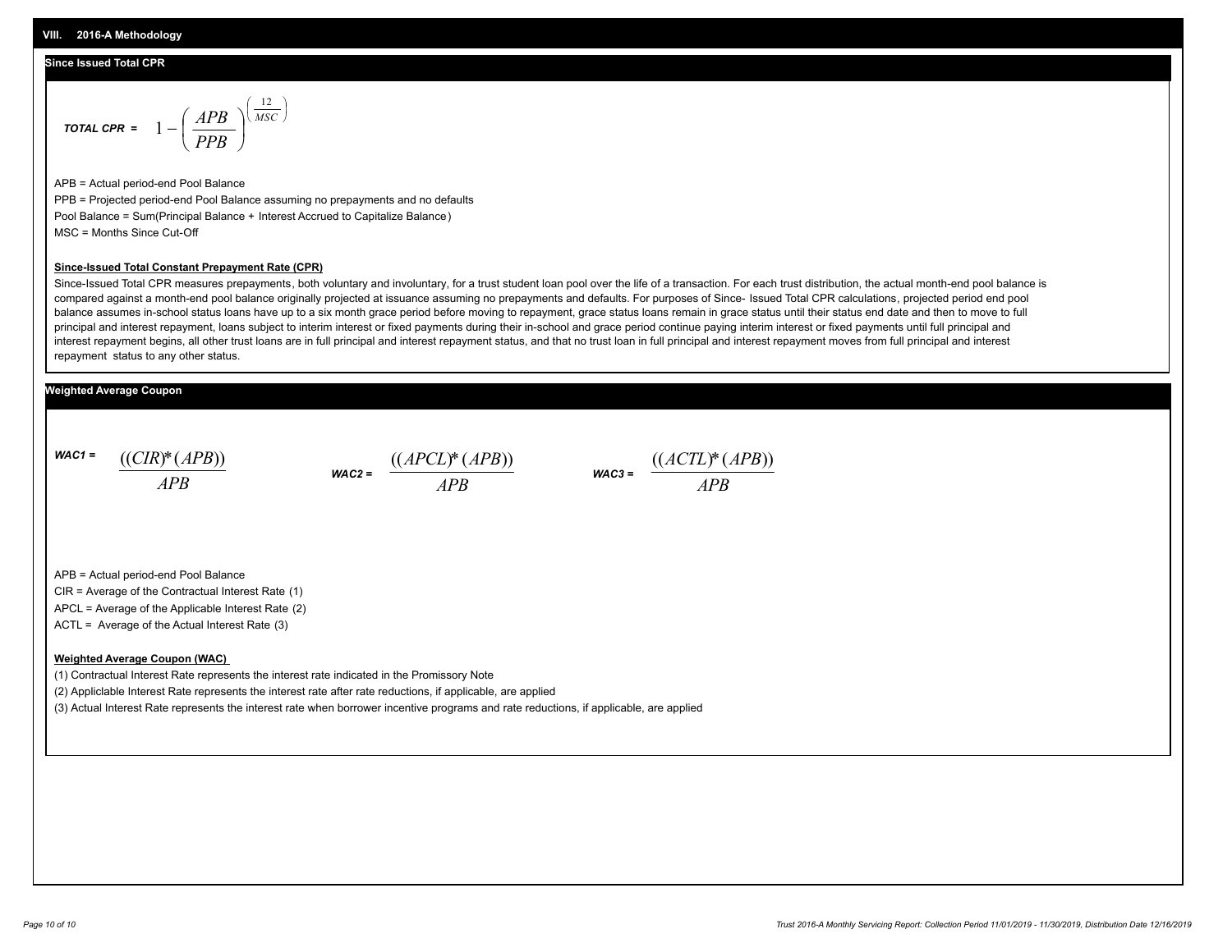## VIII. 2016-A Methodology

### Since Issued Total CPR

$$\textbf{\textit{TOTAL CPR}} = 1 - \left( \frac{APB}{PPB} \right)^{\left( \frac{12}{MSC} \right)}$$

APB = Actual period-end Pool Balance

PPB = Projected period-end Pool Balance assuming no prepayments and no defaults

Pool Balance = Sum(Principal Balance + Interest Accrued to Capitalize Balance)

MSC = Months Since Cut-Off

**Since-Issued Total Constant Prepayment Rate (CPR)**

Since-Issued Total CPR measures prepayments, both voluntary and involuntary, for a trust student loan pool over the life of a transaction. For each trust distribution, the actual month-end pool balance is compared against a month-end pool balance originally projected at issuance assuming no prepayments and defaults. For purposes of Since- Issued Total CPR calculations, projected period end pool balance assumes in-school status loans have up to a six month grace period before moving to repayment, grace status loans remain in grace status until their status end date and then to move to full principal and interest repayment, loans subject to interim interest or fixed payments during their in-school and grace period continue paying interim interest or fixed payments until full principal and interest repayment begins, all other trust loans are in full principal and interest repayment status, and that no trust loan in full principal and interest repayment moves from full principal and interest repayment status to any other status.

### Weighted Average Coupon

$$\textbf{\textit{WAC1}} = \frac{((CIR)^*(APB))}{APB} \qquad \textbf{\textit{WAC2}} = \frac{((APCL)^*(APB))}{APB} \qquad \textbf{\textit{WAC3}} = \frac{((ACTL)^*(APB))}{APB}$$

APB = Actual period-end Pool Balance

CIR = Average of the Contractual Interest Rate (1)

APCL = Average of the Applicable Interest Rate (2)

ACTL = Average of the Actual Interest Rate (3)

**Weighted Average Coupon (WAC)**

(1) Contractual Interest Rate represents the interest rate indicated in the Promissory Note

(2) Appliclable Interest Rate represents the interest rate after rate reductions, if applicable, are applied

(3) Actual Interest Rate represents the interest rate when borrower incentive programs and rate reductions, if applicable, are applied